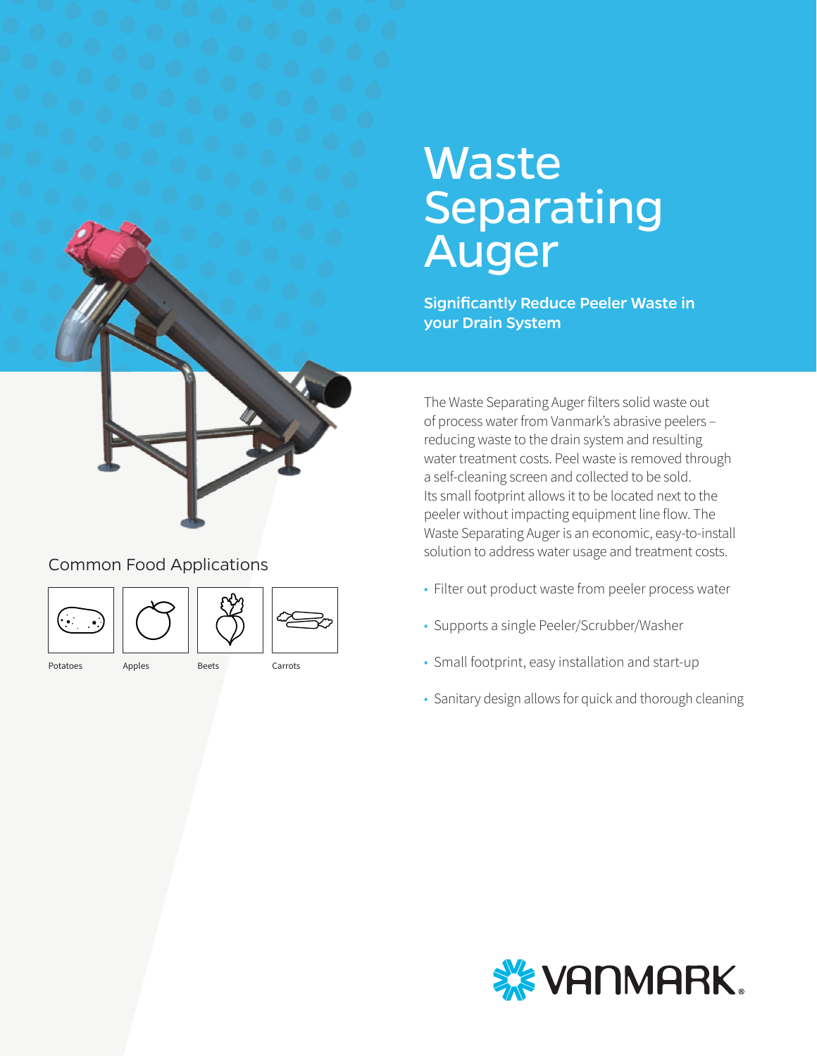# Waste Separating Auger

**Significantly Reduce Peeler Waste in your Drain System**

The Waste Separating Auger filters solid waste out of process water from Vanmark's abrasive peelers – reducing waste to the drain system and resulting water treatment costs. Peel waste is removed through a self-cleaning screen and collected to be sold. Its small footprint allows it to be located next to the peeler without impacting equipment line flow. The Waste Separating Auger is an economic, easy-to-install solution to address water usage and treatment costs.

- Filter out product waste from peeler process water
- Supports a single Peeler/Scrubber/Washer
- Small footprint, easy installation and start-up
- Sanitary design allows for quick and thorough cleaning

## Common Food Applications

Potatoes

Apples

Beets

Carrots

VANMARK®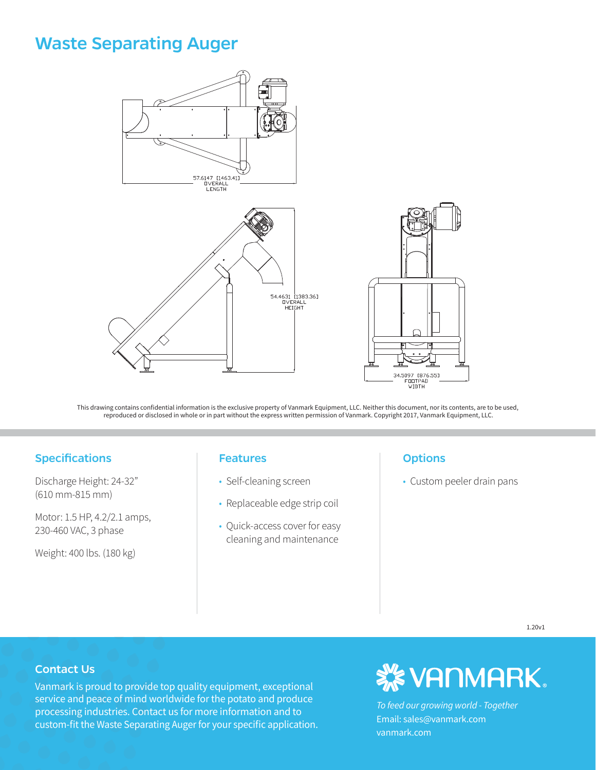# Waste Separating Auger

57.6147 [1463.41]
OVERALL
LENGTH

54.4631 [1383.36]
OVERALL
HEIGHT

34.5097 [876.55]
FOOTPAD
WIDTH

This drawing contains confidential information is the exclusive property of Vanmark Equipment, LLC. Neither this document, nor its contents, are to be used, reproduced or disclosed in whole or in part without the express written permission of Vanmark. Copyright 2017, Vanmark Equipment, LLC.

## Specifications

Discharge Height: 24-32" (610 mm-815 mm)

Motor: 1.5 HP, 4.2/2.1 amps, 230-460 VAC, 3 phase

Weight: 400 lbs. (180 kg)

## Features

- Self-cleaning screen
- Replaceable edge strip coil
- Quick-access cover for easy cleaning and maintenance

## Options

- Custom peeler drain pans

1.20v1

## Contact Us

Vanmark is proud to provide top quality equipment, exceptional service and peace of mind worldwide for the potato and produce processing industries. Contact us for more information and to custom-fit the Waste Separating Auger for your specific application.

VANMARK.

*To feed our growing world - Together*
Email: sales@vanmark.com
vanmark.com